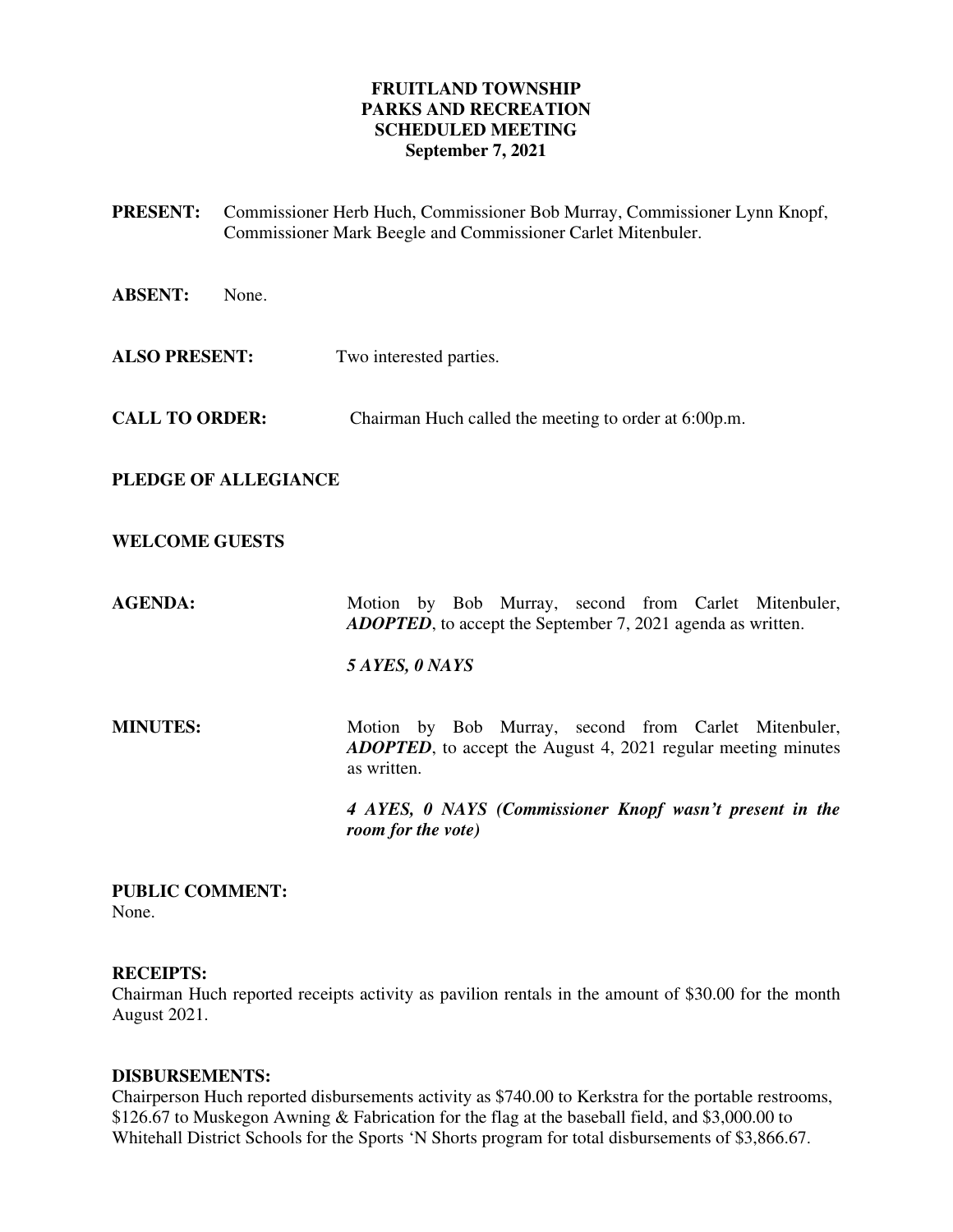# FRUITLAND TOWNSHIP
# PARKS AND RECREATION
# SCHEDULED MEETING
# September 7, 2021

**PRESENT:** Commissioner Herb Huch, Commissioner Bob Murray, Commissioner Lynn Knopf, Commissioner Mark Beegle and Commissioner Carlet Mitenbuler.

**ABSENT:** None.

**ALSO PRESENT:** Two interested parties.

**CALL TO ORDER:** Chairman Huch called the meeting to order at 6:00p.m.

**PLEDGE OF ALLEGIANCE**

**WELCOME GUESTS**

**AGENDA:** Motion by Bob Murray, second from Carlet Mitenbuler, ***ADOPTED***, to accept the September 7, 2021 agenda as written.

***5 AYES, 0 NAYS***

**MINUTES:** Motion by Bob Murray, second from Carlet Mitenbuler, ***ADOPTED***, to accept the August 4, 2021 regular meeting minutes as written.

***4 AYES, 0 NAYS (Commissioner Knopf wasn't present in the room for the vote)***

**PUBLIC COMMENT:**
None.

**RECEIPTS:**
Chairman Huch reported receipts activity as pavilion rentals in the amount of $30.00 for the month August 2021.

**DISBURSEMENTS:**
Chairperson Huch reported disbursements activity as $740.00 to Kerkstra for the portable restrooms, $126.67 to Muskegon Awning & Fabrication for the flag at the baseball field, and $3,000.00 to Whitehall District Schools for the Sports 'N Shorts program for total disbursements of $3,866.67.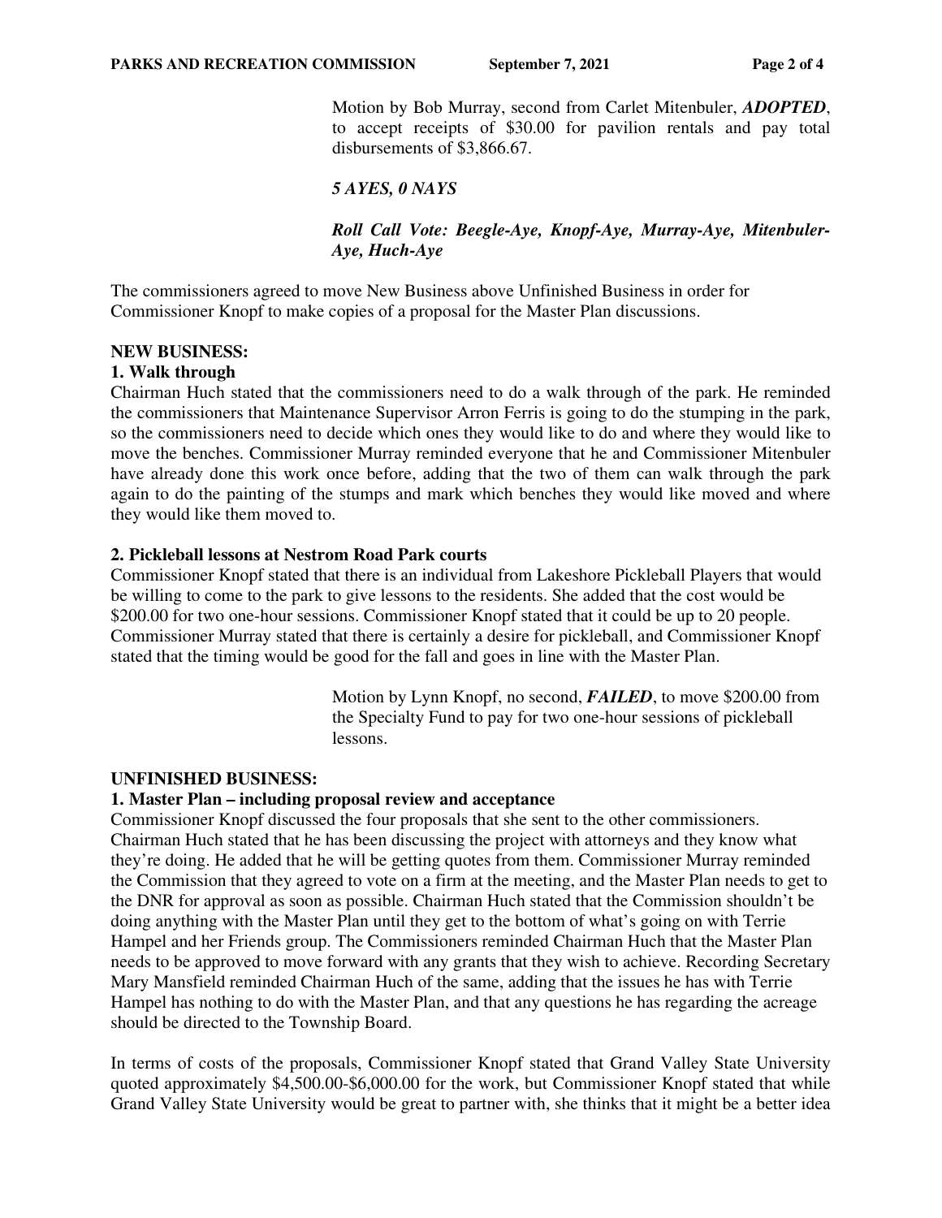Motion by Bob Murray, second from Carlet Mitenbuler, ***ADOPTED***, to accept receipts of $30.00 for pavilion rentals and pay total disbursements of $3,866.67.

***5 AYES, 0 NAYS***

***Roll Call Vote: Beegle-Aye, Knopf-Aye, Murray-Aye, Mitenbuler-Aye, Huch-Aye***

The commissioners agreed to move New Business above Unfinished Business in order for Commissioner Knopf to make copies of a proposal for the Master Plan discussions.

**NEW BUSINESS:**

**1. Walk through**

Chairman Huch stated that the commissioners need to do a walk through of the park. He reminded the commissioners that Maintenance Supervisor Arron Ferris is going to do the stumping in the park, so the commissioners need to decide which ones they would like to do and where they would like to move the benches. Commissioner Murray reminded everyone that he and Commissioner Mitenbuler have already done this work once before, adding that the two of them can walk through the park again to do the painting of the stumps and mark which benches they would like moved and where they would like them moved to.

**2. Pickleball lessons at Nestrom Road Park courts**

Commissioner Knopf stated that there is an individual from Lakeshore Pickleball Players that would be willing to come to the park to give lessons to the residents. She added that the cost would be $200.00 for two one-hour sessions. Commissioner Knopf stated that it could be up to 20 people. Commissioner Murray stated that there is certainly a desire for pickleball, and Commissioner Knopf stated that the timing would be good for the fall and goes in line with the Master Plan.

Motion by Lynn Knopf, no second, ***FAILED***, to move $200.00 from the Specialty Fund to pay for two one-hour sessions of pickleball lessons.

**UNFINISHED BUSINESS:**

**1. Master Plan – including proposal review and acceptance**

Commissioner Knopf discussed the four proposals that she sent to the other commissioners. Chairman Huch stated that he has been discussing the project with attorneys and they know what they're doing. He added that he will be getting quotes from them. Commissioner Murray reminded the Commission that they agreed to vote on a firm at the meeting, and the Master Plan needs to get to the DNR for approval as soon as possible. Chairman Huch stated that the Commission shouldn't be doing anything with the Master Plan until they get to the bottom of what's going on with Terrie Hampel and her Friends group. The Commissioners reminded Chairman Huch that the Master Plan needs to be approved to move forward with any grants that they wish to achieve. Recording Secretary Mary Mansfield reminded Chairman Huch of the same, adding that the issues he has with Terrie Hampel has nothing to do with the Master Plan, and that any questions he has regarding the acreage should be directed to the Township Board.

In terms of costs of the proposals, Commissioner Knopf stated that Grand Valley State University quoted approximately $4,500.00-$6,000.00 for the work, but Commissioner Knopf stated that while Grand Valley State University would be great to partner with, she thinks that it might be a better idea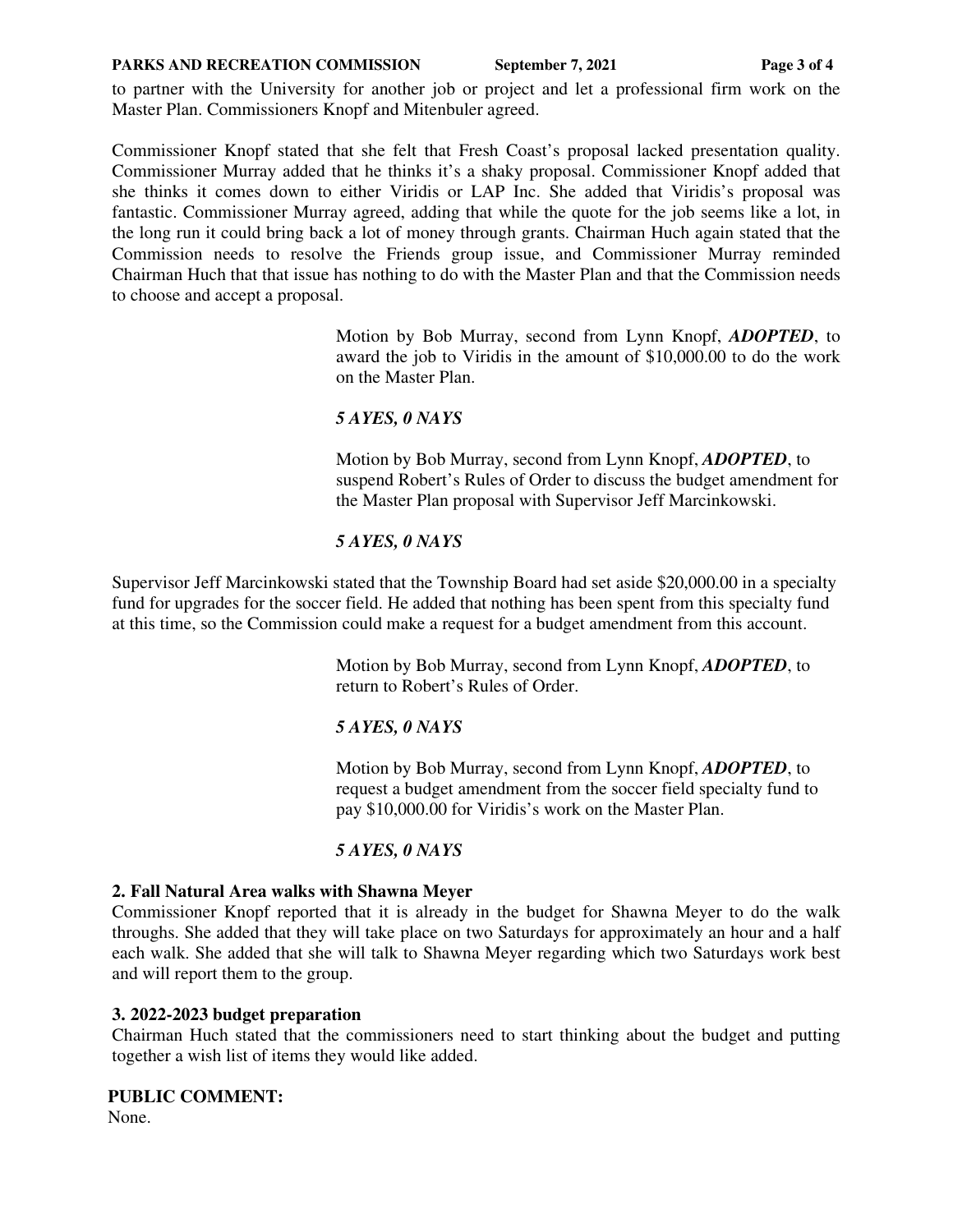to partner with the University for another job or project and let a professional firm work on the Master Plan. Commissioners Knopf and Mitenbuler agreed.

Commissioner Knopf stated that she felt that Fresh Coast's proposal lacked presentation quality. Commissioner Murray added that he thinks it's a shaky proposal. Commissioner Knopf added that she thinks it comes down to either Viridis or LAP Inc. She added that Viridis's proposal was fantastic. Commissioner Murray agreed, adding that while the quote for the job seems like a lot, in the long run it could bring back a lot of money through grants. Chairman Huch again stated that the Commission needs to resolve the Friends group issue, and Commissioner Murray reminded Chairman Huch that that issue has nothing to do with the Master Plan and that the Commission needs to choose and accept a proposal.

> Motion by Bob Murray, second from Lynn Knopf, ***ADOPTED***, to award the job to Viridis in the amount of $10,000.00 to do the work on the Master Plan.
>
> ***5 AYES, 0 NAYS***
>
> Motion by Bob Murray, second from Lynn Knopf, ***ADOPTED***, to suspend Robert's Rules of Order to discuss the budget amendment for the Master Plan proposal with Supervisor Jeff Marcinkowski.
>
> ***5 AYES, 0 NAYS***

Supervisor Jeff Marcinkowski stated that the Township Board had set aside $20,000.00 in a specialty fund for upgrades for the soccer field. He added that nothing has been spent from this specialty fund at this time, so the Commission could make a request for a budget amendment from this account.

> Motion by Bob Murray, second from Lynn Knopf, ***ADOPTED***, to return to Robert's Rules of Order.
>
> ***5 AYES, 0 NAYS***
>
> Motion by Bob Murray, second from Lynn Knopf, ***ADOPTED***, to request a budget amendment from the soccer field specialty fund to pay $10,000.00 for Viridis's work on the Master Plan.
>
> ***5 AYES, 0 NAYS***

**2. Fall Natural Area walks with Shawna Meyer**

Commissioner Knopf reported that it is already in the budget for Shawna Meyer to do the walk throughs. She added that they will take place on two Saturdays for approximately an hour and a half each walk. She added that she will talk to Shawna Meyer regarding which two Saturdays work best and will report them to the group.

**3. 2022-2023 budget preparation**

Chairman Huch stated that the commissioners need to start thinking about the budget and putting together a wish list of items they would like added.

**PUBLIC COMMENT:**

None.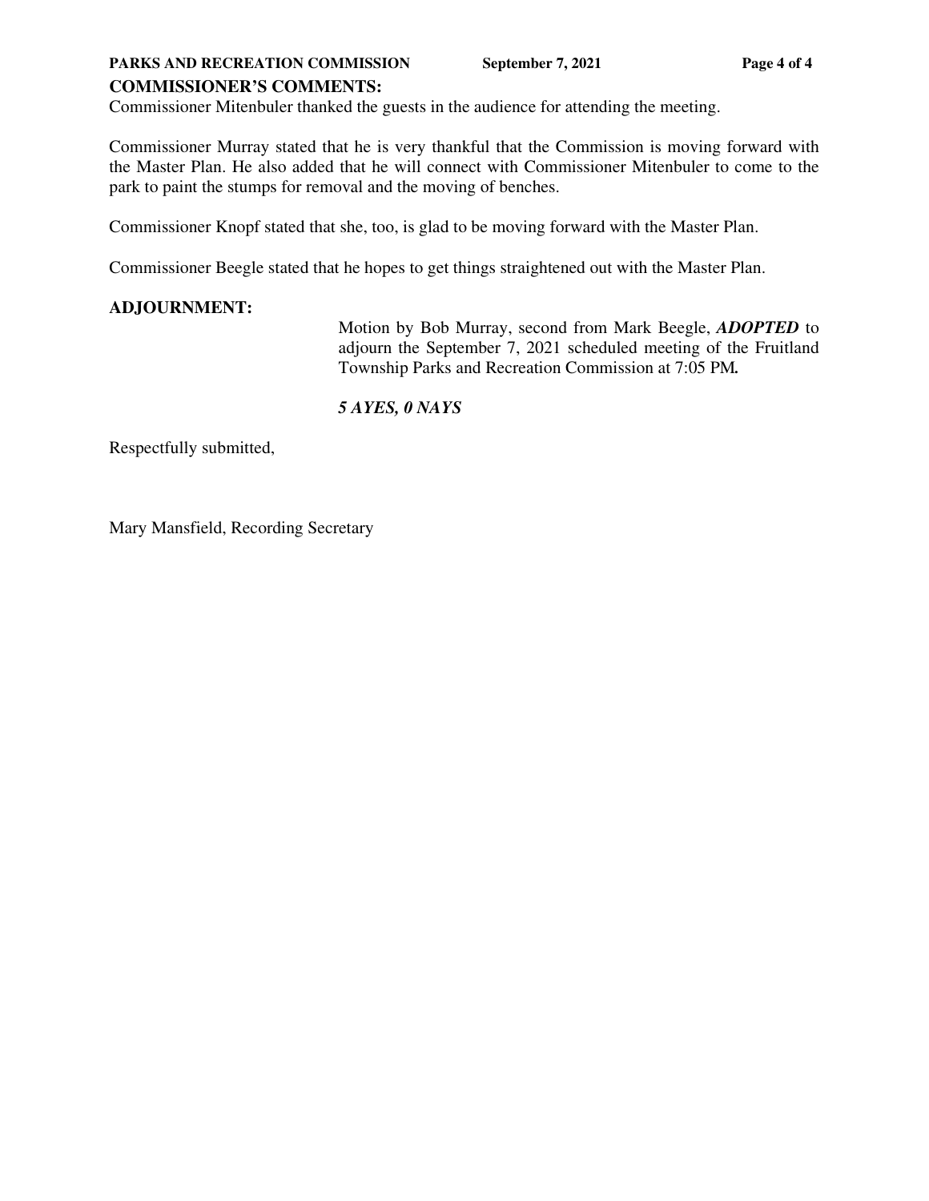**COMMISSIONER'S COMMENTS:**

Commissioner Mitenbuler thanked the guests in the audience for attending the meeting.

Commissioner Murray stated that he is very thankful that the Commission is moving forward with the Master Plan. He also added that he will connect with Commissioner Mitenbuler to come to the park to paint the stumps for removal and the moving of benches.

Commissioner Knopf stated that she, too, is glad to be moving forward with the Master Plan.

Commissioner Beegle stated that he hopes to get things straightened out with the Master Plan.

**ADJOURNMENT:**

Motion by Bob Murray, second from Mark Beegle, ***ADOPTED*** to adjourn the September 7, 2021 scheduled meeting of the Fruitland Township Parks and Recreation Commission at 7:05 PM**.**

***5 AYES, 0 NAYS***

Respectfully submitted,

Mary Mansfield, Recording Secretary